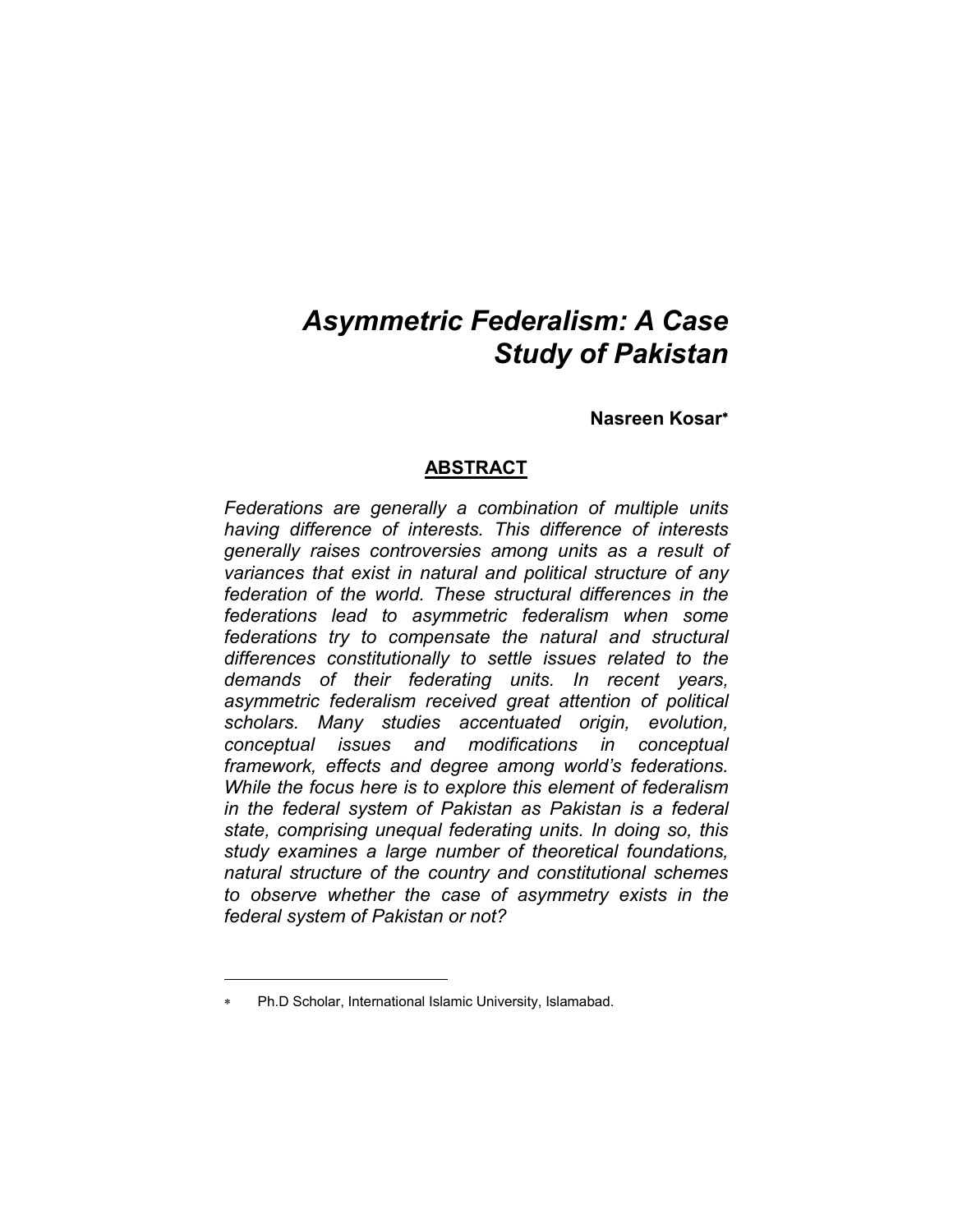# *Asymmetric Federalism: A Case Study of Pakistan*

**Nasreen Kosar***

## ABSTRACT

*Federations are generally a combination of multiple units having difference of interests. This difference of interests generally raises controversies among units as a result of variances that exist in natural and political structure of any federation of the world. These structural differences in the federations lead to asymmetric federalism when some federations try to compensate the natural and structural differences constitutionally to settle issues related to the demands of their federating units. In recent years, asymmetric federalism received great attention of political scholars. Many studies accentuated origin, evolution, conceptual issues and modifications in conceptual framework, effects and degree among world's federations. While the focus here is to explore this element of federalism in the federal system of Pakistan as Pakistan is a federal state, comprising unequal federating units. In doing so, this study examines a large number of theoretical foundations, natural structure of the country and constitutional schemes to observe whether the case of asymmetry exists in the federal system of Pakistan or not?*

---

* Ph.D Scholar, International Islamic University, Islamabad.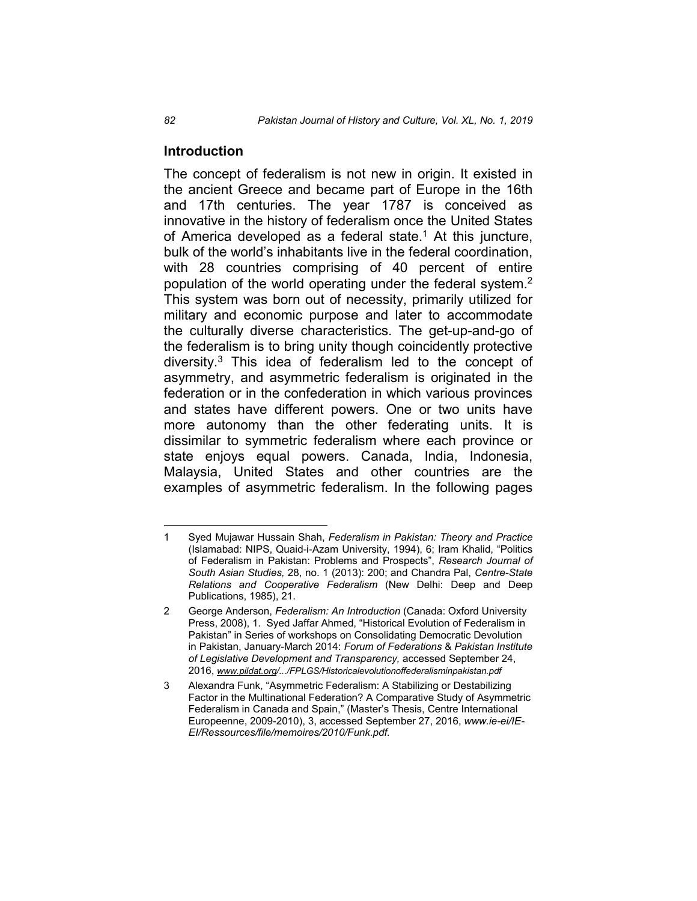## Introduction

The concept of federalism is not new in origin. It existed in the ancient Greece and became part of Europe in the 16th and 17th centuries. The year 1787 is conceived as innovative in the history of federalism once the United States of America developed as a federal state.[1] At this juncture, bulk of the world's inhabitants live in the federal coordination, with 28 countries comprising of 40 percent of entire population of the world operating under the federal system.[2] This system was born out of necessity, primarily utilized for military and economic purpose and later to accommodate the culturally diverse characteristics. The get-up-and-go of the federalism is to bring unity though coincidently protective diversity.[3] This idea of federalism led to the concept of asymmetry, and asymmetric federalism is originated in the federation or in the confederation in which various provinces and states have different powers. One or two units have more autonomy than the other federating units. It is dissimilar to symmetric federalism where each province or state enjoys equal powers. Canada, India, Indonesia, Malaysia, United States and other countries are the examples of asymmetric federalism. In the following pages

---

1 Syed Mujawar Hussain Shah, *Federalism in Pakistan: Theory and Practice* (Islamabad: NIPS, Quaid-i-Azam University, 1994), 6; Iram Khalid, "Politics of Federalism in Pakistan: Problems and Prospects", *Research Journal of South Asian Studies,* 28, no. 1 (2013): 200; and Chandra Pal, *Centre-State Relations and Cooperative Federalism* (New Delhi: Deep and Deep Publications, 1985), 21.

2 George Anderson, *Federalism: An Introduction* (Canada: Oxford University Press, 2008), 1. Syed Jaffar Ahmed, "Historical Evolution of Federalism in Pakistan" in Series of workshops on Consolidating Democratic Devolution in Pakistan, January-March 2014: *Forum of Federations* & *Pakistan Institute of Legislative Development and Transparency,* accessed September 24, 2016, *www.pildat.org/.../FPLGS/Historicalevolutionoffederalisminpakistan.pdf*

3 Alexandra Funk, "Asymmetric Federalism: A Stabilizing or Destabilizing Factor in the Multinational Federation? A Comparative Study of Asymmetric Federalism in Canada and Spain," (Master's Thesis, Centre International Europeenne, 2009-2010), 3, accessed September 27, 2016, *www.ie-ei/IE-EI/Ressources/file/memoires/2010/Funk.pdf.*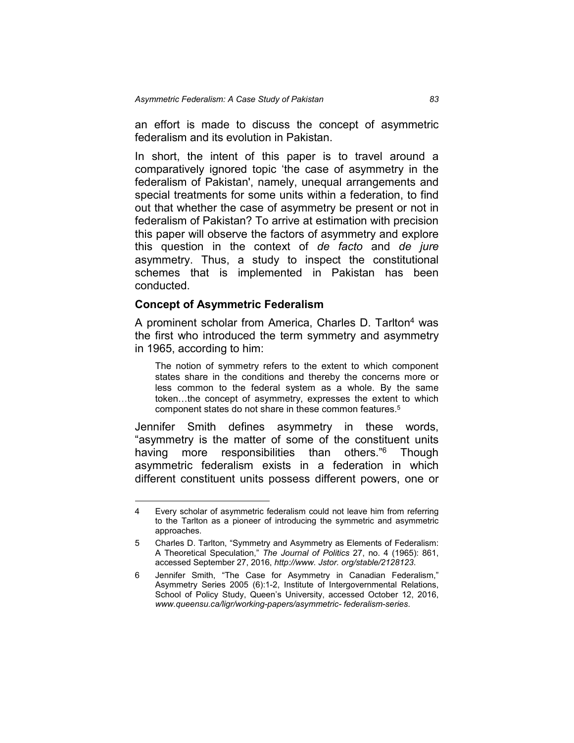an effort is made to discuss the concept of asymmetric federalism and its evolution in Pakistan.

In short, the intent of this paper is to travel around a comparatively ignored topic 'the case of asymmetry in the federalism of Pakistan', namely, unequal arrangements and special treatments for some units within a federation, to find out that whether the case of asymmetry be present or not in federalism of Pakistan? To arrive at estimation with precision this paper will observe the factors of asymmetry and explore this question in the context of *de facto* and *de jure* asymmetry. Thus, a study to inspect the constitutional schemes that is implemented in Pakistan has been conducted.

### Concept of Asymmetric Federalism

A prominent scholar from America, Charles D. Tarlton[4] was the first who introduced the term symmetry and asymmetry in 1965, according to him:

> The notion of symmetry refers to the extent to which component states share in the conditions and thereby the concerns more or less common to the federal system as a whole. By the same token…the concept of asymmetry, expresses the extent to which component states do not share in these common features.[5]

Jennifer Smith defines asymmetry in these words, "asymmetry is the matter of some of the constituent units having more responsibilities than others."[6] Though asymmetric federalism exists in a federation in which different constituent units possess different powers, one or

---

4 Every scholar of asymmetric federalism could not leave him from referring to the Tarlton as a pioneer of introducing the symmetric and asymmetric approaches.

5 Charles D. Tarlton, "Symmetry and Asymmetry as Elements of Federalism: A Theoretical Speculation," *The Journal of Politics* 27, no. 4 (1965): 861, accessed September 27, 2016, *http://www. Jstor. org/stable/2128123*.

6 Jennifer Smith, "The Case for Asymmetry in Canadian Federalism," Asymmetry Series 2005 (6):1-2, Institute of Intergovernmental Relations, School of Policy Study, Queen's University, accessed October 12, 2016, *www.queensu.ca/ligr/working-papers/asymmetric- federalism-series*.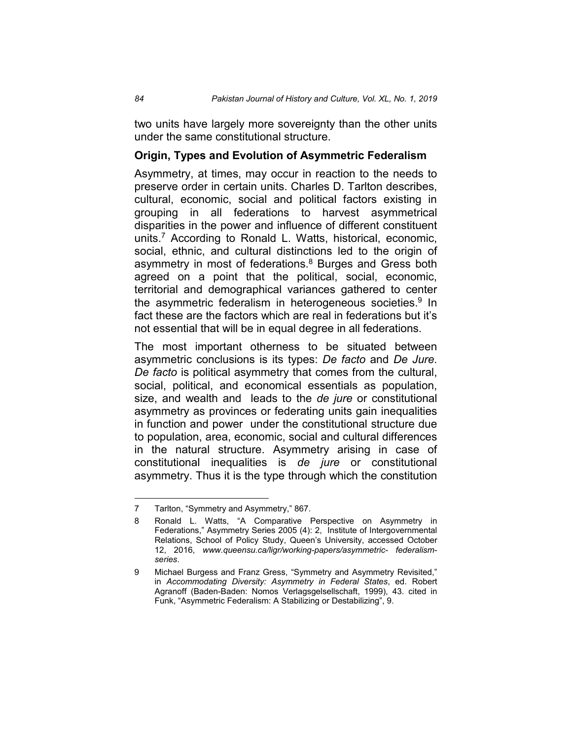two units have largely more sovereignty than the other units under the same constitutional structure.

## Origin, Types and Evolution of Asymmetric Federalism

Asymmetry, at times, may occur in reaction to the needs to preserve order in certain units. Charles D. Tarlton describes, cultural, economic, social and political factors existing in grouping in all federations to harvest asymmetrical disparities in the power and influence of different constituent units.[7] According to Ronald L. Watts, historical, economic, social, ethnic, and cultural distinctions led to the origin of asymmetry in most of federations.[8] Burges and Gress both agreed on a point that the political, social, economic, territorial and demographical variances gathered to center the asymmetric federalism in heterogeneous societies.[9] In fact these are the factors which are real in federations but it's not essential that will be in equal degree in all federations.

The most important otherness to be situated between asymmetric conclusions is its types: *De facto* and *De Jure*. *De facto* is political asymmetry that comes from the cultural, social, political, and economical essentials as population, size, and wealth and leads to the *de jure* or constitutional asymmetry as provinces or federating units gain inequalities in function and power under the constitutional structure due to population, area, economic, social and cultural differences in the natural structure. Asymmetry arising in case of constitutional inequalities is *de jure* or constitutional asymmetry. Thus it is the type through which the constitution

---

7 Tarlton, "Symmetry and Asymmetry," 867.

8 Ronald L. Watts, "A Comparative Perspective on Asymmetry in Federations," Asymmetry Series 2005 (4): 2, Institute of Intergovernmental Relations, School of Policy Study, Queen's University, accessed October 12, 2016, *www.queensu.ca/ligr/working-papers/asymmetric- federalism-series*.

9 Michael Burgess and Franz Gress, "Symmetry and Asymmetry Revisited," in *Accommodating Diversity: Asymmetry in Federal States*, ed. Robert Agranoff (Baden-Baden: Nomos Verlagsgelsellschaft, 1999), 43. cited in Funk, "Asymmetric Federalism: A Stabilizing or Destabilizing", 9.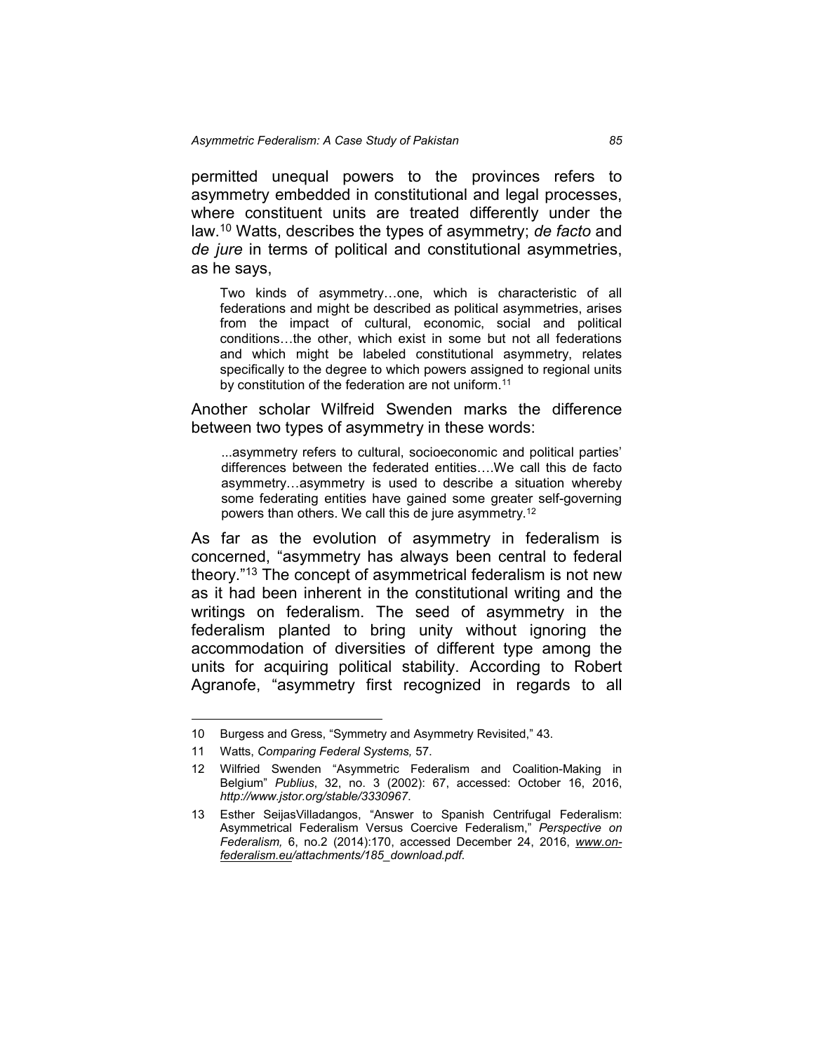permitted unequal powers to the provinces refers to asymmetry embedded in constitutional and legal processes, where constituent units are treated differently under the law.[10] Watts, describes the types of asymmetry; *de facto* and *de jure* in terms of political and constitutional asymmetries, as he says,

> Two kinds of asymmetry…one, which is characteristic of all federations and might be described as political asymmetries, arises from the impact of cultural, economic, social and political conditions…the other, which exist in some but not all federations and which might be labeled constitutional asymmetry, relates specifically to the degree to which powers assigned to regional units by constitution of the federation are not uniform.[11]

Another scholar Wilfreid Swenden marks the difference between two types of asymmetry in these words:

> ...asymmetry refers to cultural, socioeconomic and political parties' differences between the federated entities….We call this de facto asymmetry…asymmetry is used to describe a situation whereby some federating entities have gained some greater self-governing powers than others. We call this de jure asymmetry.[12]

As far as the evolution of asymmetry in federalism is concerned, "asymmetry has always been central to federal theory."[13] The concept of asymmetrical federalism is not new as it had been inherent in the constitutional writing and the writings on federalism. The seed of asymmetry in the federalism planted to bring unity without ignoring the accommodation of diversities of different type among the units for acquiring political stability. According to Robert Agranofe, "asymmetry first recognized in regards to all

---

10 Burgess and Gress, "Symmetry and Asymmetry Revisited," 43.

11 Watts, *Comparing Federal Systems,* 57.

12 Wilfried Swenden "Asymmetric Federalism and Coalition-Making in Belgium" *Publius*, 32, no. 3 (2002): 67, accessed: October 16, 2016, *http://www.jstor.org/stable/3330967*.

13 Esther SeijasVilladangos, "Answer to Spanish Centrifugal Federalism: Asymmetrical Federalism Versus Coercive Federalism," *Perspective on Federalism,* 6, no.2 (2014):170, accessed December 24, 2016, *www.on-federalism.eu/attachments/185_download.pdf*.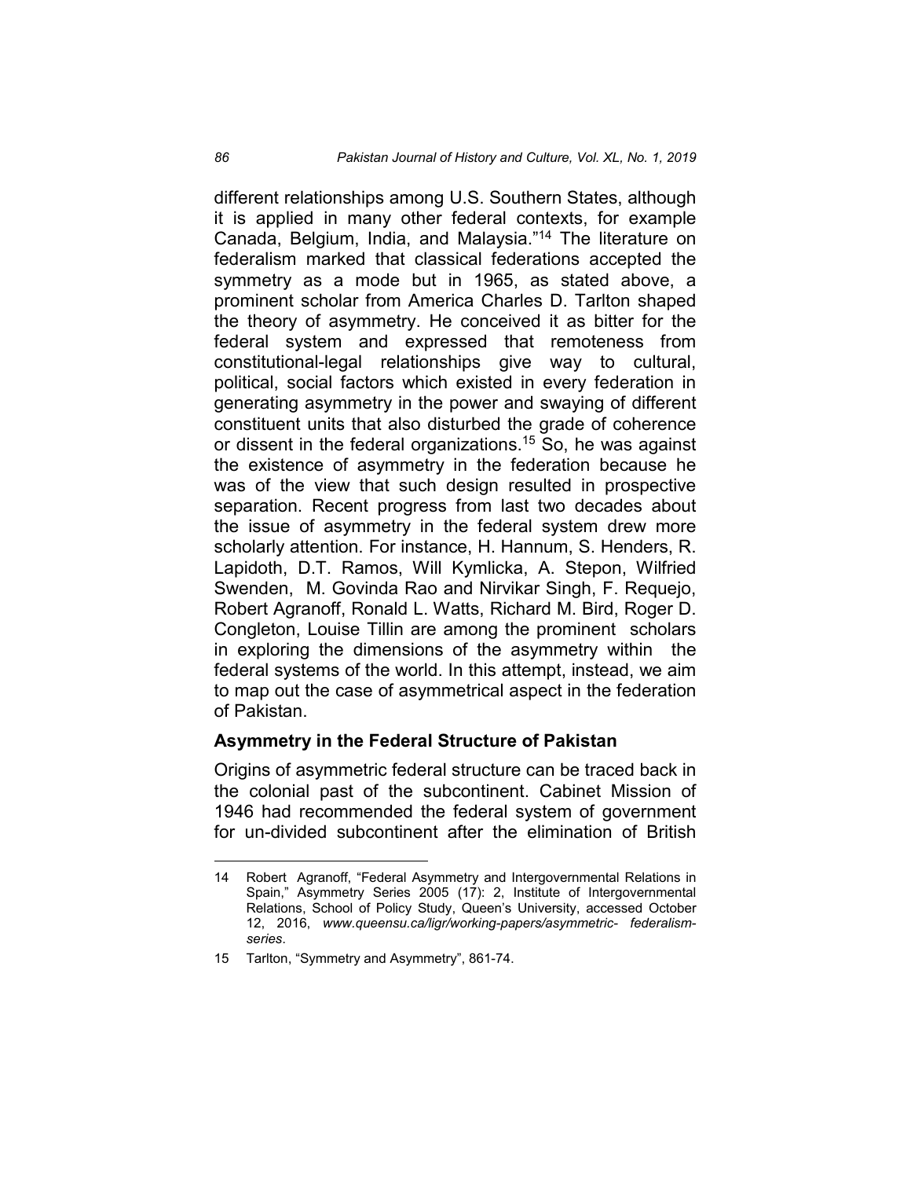different relationships among U.S. Southern States, although it is applied in many other federal contexts, for example Canada, Belgium, India, and Malaysia."[14] The literature on federalism marked that classical federations accepted the symmetry as a mode but in 1965, as stated above, a prominent scholar from America Charles D. Tarlton shaped the theory of asymmetry. He conceived it as bitter for the federal system and expressed that remoteness from constitutional-legal relationships give way to cultural, political, social factors which existed in every federation in generating asymmetry in the power and swaying of different constituent units that also disturbed the grade of coherence or dissent in the federal organizations.[15] So, he was against the existence of asymmetry in the federation because he was of the view that such design resulted in prospective separation. Recent progress from last two decades about the issue of asymmetry in the federal system drew more scholarly attention. For instance, H. Hannum, S. Henders, R. Lapidoth, D.T. Ramos, Will Kymlicka, A. Stepon, Wilfried Swenden, M. Govinda Rao and Nirvikar Singh, F. Requejo, Robert Agranoff, Ronald L. Watts, Richard M. Bird, Roger D. Congleton, Louise Tillin are among the prominent scholars in exploring the dimensions of the asymmetry within the federal systems of the world. In this attempt, instead, we aim to map out the case of asymmetrical aspect in the federation of Pakistan.

## Asymmetry in the Federal Structure of Pakistan

Origins of asymmetric federal structure can be traced back in the colonial past of the subcontinent. Cabinet Mission of 1946 had recommended the federal system of government for un-divided subcontinent after the elimination of British

---

14 Robert Agranoff, "Federal Asymmetry and Intergovernmental Relations in Spain," Asymmetry Series 2005 (17): 2, Institute of Intergovernmental Relations, School of Policy Study, Queen's University, accessed October 12, 2016, *www.queensu.ca/ligr/working-papers/asymmetric- federalism-series*.

15 Tarlton, "Symmetry and Asymmetry", 861-74.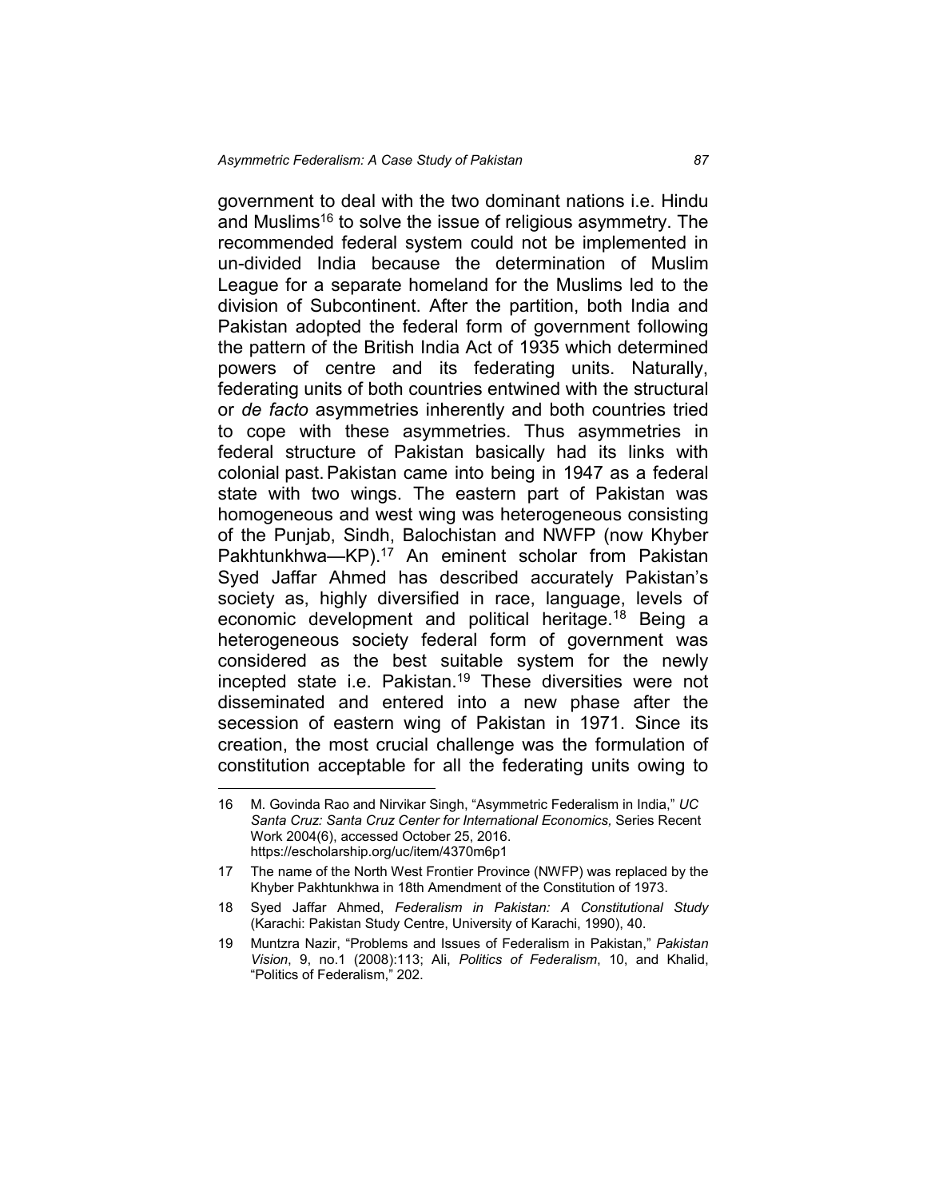government to deal with the two dominant nations i.e. Hindu and Muslims[16] to solve the issue of religious asymmetry. The recommended federal system could not be implemented in un-divided India because the determination of Muslim League for a separate homeland for the Muslims led to the division of Subcontinent. After the partition, both India and Pakistan adopted the federal form of government following the pattern of the British India Act of 1935 which determined powers of centre and its federating units. Naturally, federating units of both countries entwined with the structural or *de facto* asymmetries inherently and both countries tried to cope with these asymmetries. Thus asymmetries in federal structure of Pakistan basically had its links with colonial past. Pakistan came into being in 1947 as a federal state with two wings. The eastern part of Pakistan was homogeneous and west wing was heterogeneous consisting of the Punjab, Sindh, Balochistan and NWFP (now Khyber Pakhtunkhwa—KP).[17] An eminent scholar from Pakistan Syed Jaffar Ahmed has described accurately Pakistan's society as, highly diversified in race, language, levels of economic development and political heritage.[18] Being a heterogeneous society federal form of government was considered as the best suitable system for the newly incepted state i.e. Pakistan.[19] These diversities were not disseminated and entered into a new phase after the secession of eastern wing of Pakistan in 1971. Since its creation, the most crucial challenge was the formulation of constitution acceptable for all the federating units owing to

---

16 M. Govinda Rao and Nirvikar Singh, "Asymmetric Federalism in India," *UC Santa Cruz: Santa Cruz Center for International Economics,* Series Recent Work 2004(6), accessed October 25, 2016. https://escholarship.org/uc/item/4370m6p1

17 The name of the North West Frontier Province (NWFP) was replaced by the Khyber Pakhtunkhwa in 18th Amendment of the Constitution of 1973.

18 Syed Jaffar Ahmed, *Federalism in Pakistan: A Constitutional Study* (Karachi: Pakistan Study Centre, University of Karachi, 1990), 40.

19 Muntzra Nazir, "Problems and Issues of Federalism in Pakistan," *Pakistan Vision*, 9, no.1 (2008):113; Ali, *Politics of Federalism*, 10, and Khalid, "Politics of Federalism," 202.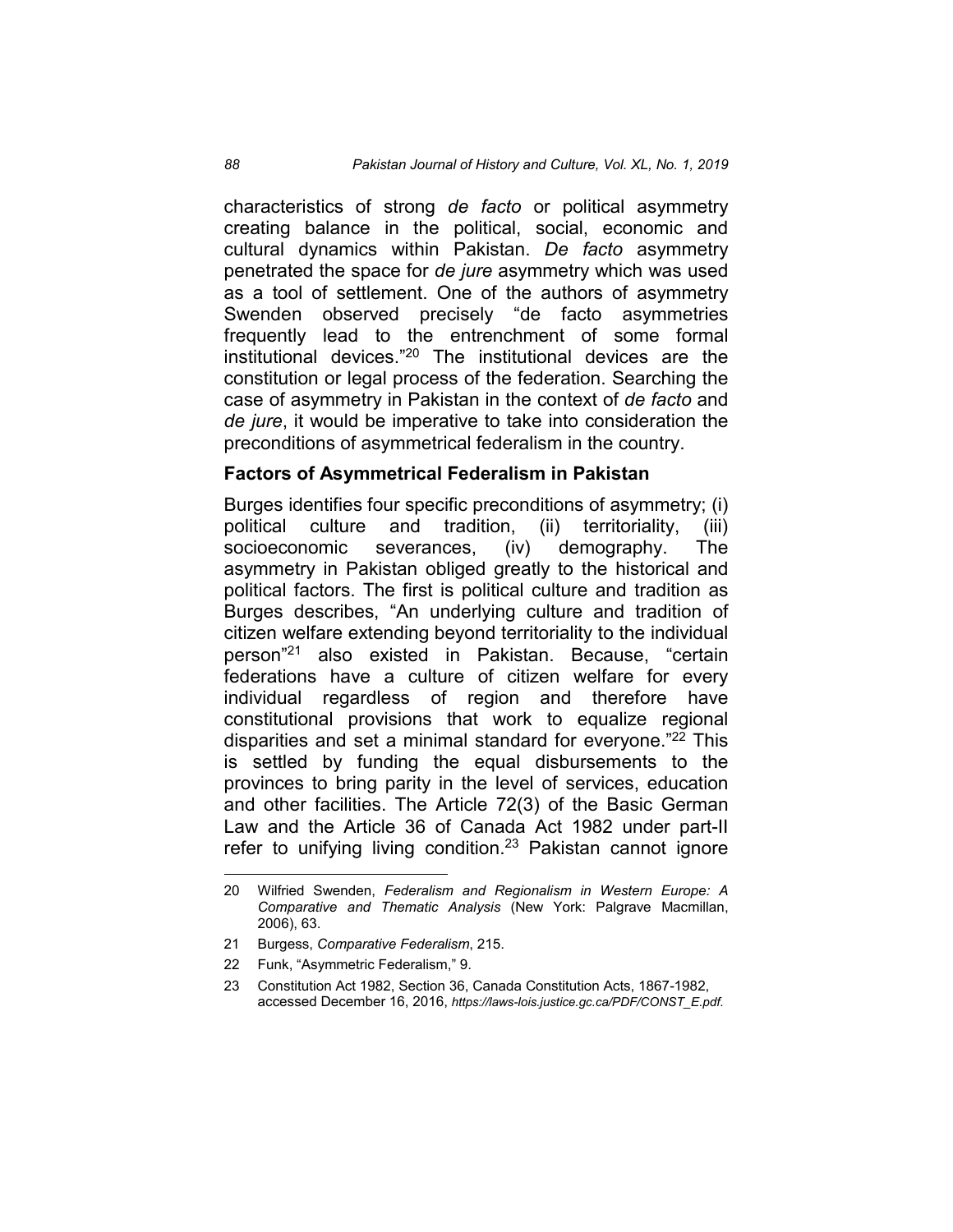characteristics of strong *de facto* or political asymmetry creating balance in the political, social, economic and cultural dynamics within Pakistan. *De facto* asymmetry penetrated the space for *de jure* asymmetry which was used as a tool of settlement. One of the authors of asymmetry Swenden observed precisely "de facto asymmetries frequently lead to the entrenchment of some formal institutional devices."[20] The institutional devices are the constitution or legal process of the federation. Searching the case of asymmetry in Pakistan in the context of *de facto* and *de jure*, it would be imperative to take into consideration the preconditions of asymmetrical federalism in the country.

## Factors of Asymmetrical Federalism in Pakistan

Burges identifies four specific preconditions of asymmetry; (i) political culture and tradition, (ii) territoriality, (iii) socioeconomic severances, (iv) demography. The asymmetry in Pakistan obliged greatly to the historical and political factors. The first is political culture and tradition as Burges describes, "An underlying culture and tradition of citizen welfare extending beyond territoriality to the individual person"[21] also existed in Pakistan. Because, "certain federations have a culture of citizen welfare for every individual regardless of region and therefore have constitutional provisions that work to equalize regional disparities and set a minimal standard for everyone."[22] This is settled by funding the equal disbursements to the provinces to bring parity in the level of services, education and other facilities. The Article 72(3) of the Basic German Law and the Article 36 of Canada Act 1982 under part-II refer to unifying living condition.[23] Pakistan cannot ignore

---

20 Wilfried Swenden, *Federalism and Regionalism in Western Europe: A Comparative and Thematic Analysis* (New York: Palgrave Macmillan, 2006), 63.

21 Burgess, *Comparative Federalism*, 215.

22 Funk, "Asymmetric Federalism," 9.

23 Constitution Act 1982, Section 36, Canada Constitution Acts, 1867-1982, accessed December 16, 2016, *https://laws-lois.justice.gc.ca/PDF/CONST_E.pdf.*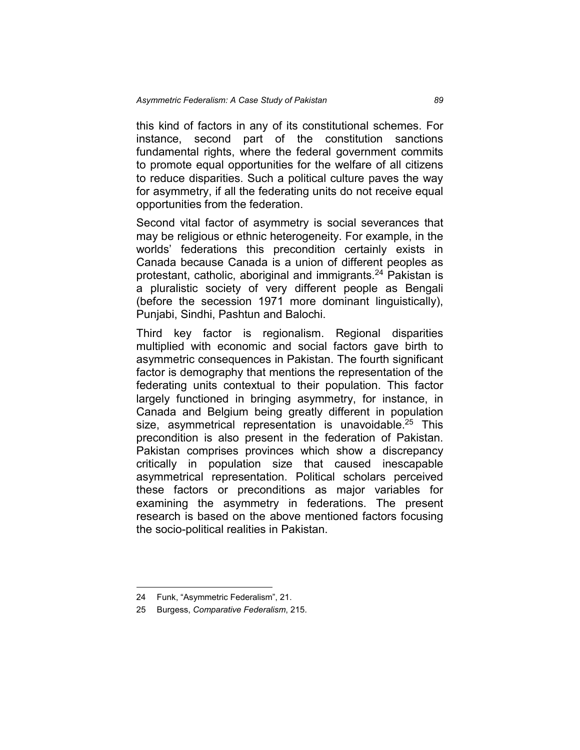this kind of factors in any of its constitutional schemes. For instance, second part of the constitution sanctions fundamental rights, where the federal government commits to promote equal opportunities for the welfare of all citizens to reduce disparities. Such a political culture paves the way for asymmetry, if all the federating units do not receive equal opportunities from the federation.

Second vital factor of asymmetry is social severances that may be religious or ethnic heterogeneity. For example, in the worlds' federations this precondition certainly exists in Canada because Canada is a union of different peoples as protestant, catholic, aboriginal and immigrants.[24] Pakistan is a pluralistic society of very different people as Bengali (before the secession 1971 more dominant linguistically), Punjabi, Sindhi, Pashtun and Balochi.

Third key factor is regionalism. Regional disparities multiplied with economic and social factors gave birth to asymmetric consequences in Pakistan. The fourth significant factor is demography that mentions the representation of the federating units contextual to their population. This factor largely functioned in bringing asymmetry, for instance, in Canada and Belgium being greatly different in population size, asymmetrical representation is unavoidable.[25] This precondition is also present in the federation of Pakistan. Pakistan comprises provinces which show a discrepancy critically in population size that caused inescapable asymmetrical representation. Political scholars perceived these factors or preconditions as major variables for examining the asymmetry in federations. The present research is based on the above mentioned factors focusing the socio-political realities in Pakistan.

---

24 Funk, "Asymmetric Federalism", 21.

25 Burgess, *Comparative Federalism*, 215.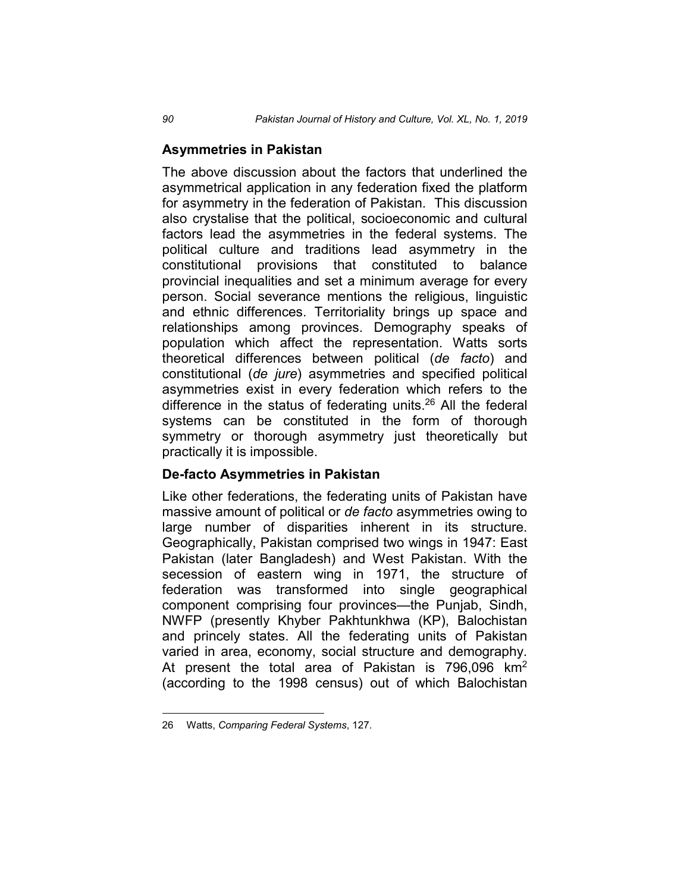## Asymmetries in Pakistan

The above discussion about the factors that underlined the asymmetrical application in any federation fixed the platform for asymmetry in the federation of Pakistan. This discussion also crystalise that the political, socioeconomic and cultural factors lead the asymmetries in the federal systems. The political culture and traditions lead asymmetry in the constitutional provisions that constituted to balance provincial inequalities and set a minimum average for every person. Social severance mentions the religious, linguistic and ethnic differences. Territoriality brings up space and relationships among provinces. Demography speaks of population which affect the representation. Watts sorts theoretical differences between political (*de facto*) and constitutional (*de jure*) asymmetries and specified political asymmetries exist in every federation which refers to the difference in the status of federating units.[26] All the federal systems can be constituted in the form of thorough symmetry or thorough asymmetry just theoretically but practically it is impossible.

## De-facto Asymmetries in Pakistan

Like other federations, the federating units of Pakistan have massive amount of political or *de facto* asymmetries owing to large number of disparities inherent in its structure. Geographically, Pakistan comprised two wings in 1947: East Pakistan (later Bangladesh) and West Pakistan. With the secession of eastern wing in 1971, the structure of federation was transformed into single geographical component comprising four provinces—the Punjab, Sindh, NWFP (presently Khyber Pakhtunkhwa (KP), Balochistan and princely states. All the federating units of Pakistan varied in area, economy, social structure and demography. At present the total area of Pakistan is 796,096 km$^2$ (according to the 1998 census) out of which Balochistan

---

26 Watts, *Comparing Federal Systems*, 127.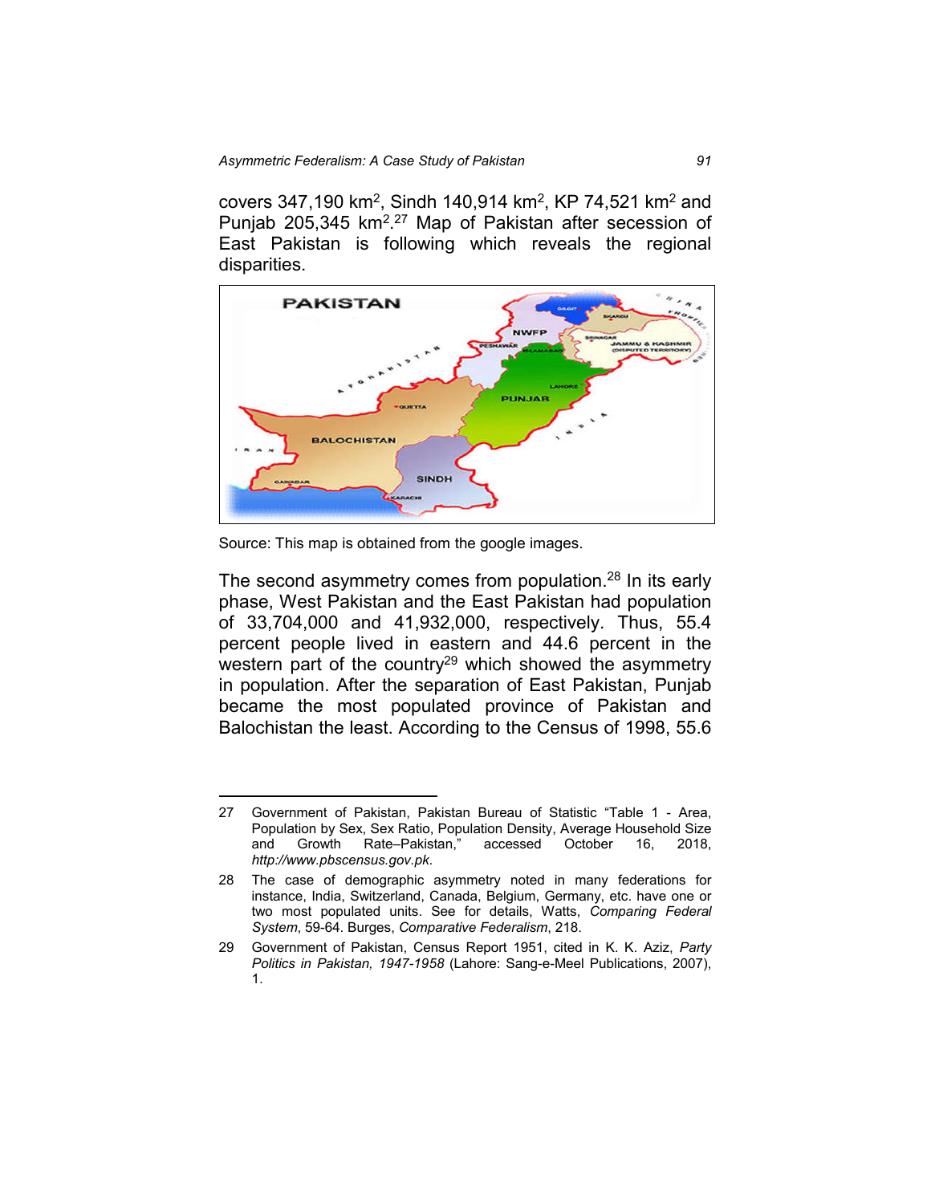covers 347,190 km$^2$, Sindh 140,914 km$^2$, KP 74,521 km$^2$ and Punjab 205,345 km$^2$.[27] Map of Pakistan after secession of East Pakistan is following which reveals the regional disparities.

Source: This map is obtained from the google images.

The second asymmetry comes from population.[28] In its early phase, West Pakistan and the East Pakistan had population of 33,704,000 and 41,932,000, respectively. Thus, 55.4 percent people lived in eastern and 44.6 percent in the western part of the country[29] which showed the asymmetry in population. After the separation of East Pakistan, Punjab became the most populated province of Pakistan and Balochistan the least. According to the Census of 1998, 55.6

---

27 Government of Pakistan, Pakistan Bureau of Statistic "Table 1 - Area, Population by Sex, Sex Ratio, Population Density, Average Household Size and Growth Rate–Pakistan," accessed October 16, 2018, *http://www.pbscensus.gov.pk*.

28 The case of demographic asymmetry noted in many federations for instance, India, Switzerland, Canada, Belgium, Germany, etc. have one or two most populated units. See for details, Watts, *Comparing Federal System*, 59-64. Burges, *Comparative Federalism*, 218.

29 Government of Pakistan, Census Report 1951, cited in K. K. Aziz, *Party Politics in Pakistan, 1947-1958* (Lahore: Sang-e-Meel Publications, 2007), 1.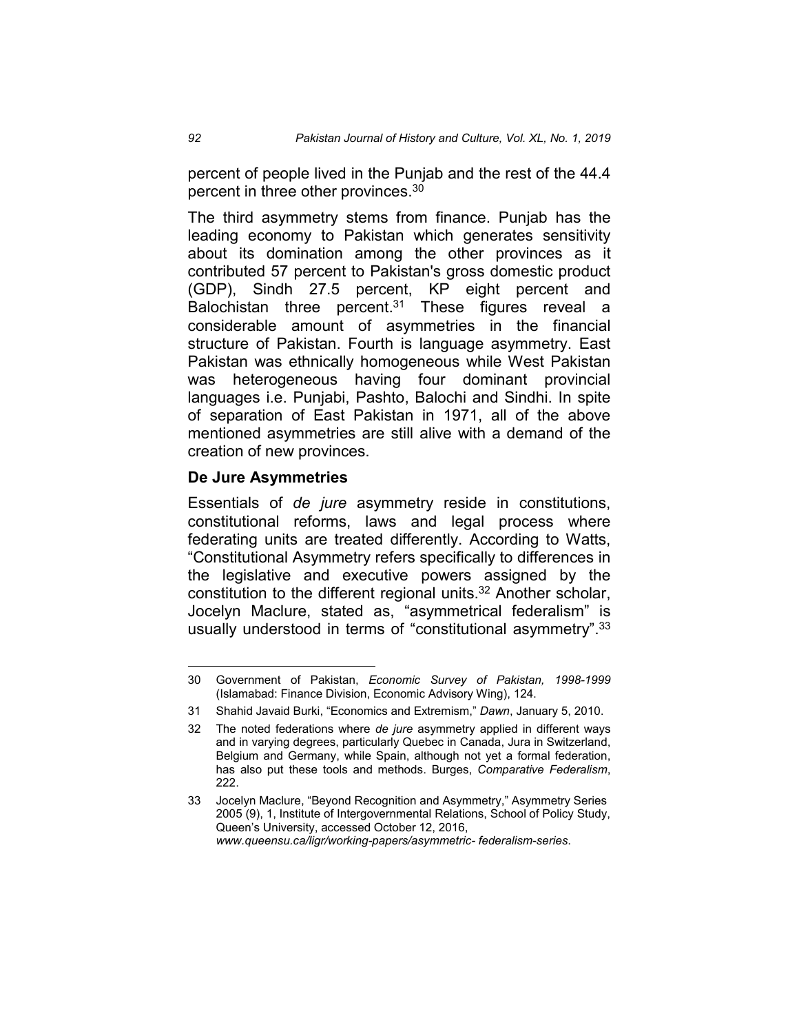percent of people lived in the Punjab and the rest of the 44.4 percent in three other provinces.[30]

The third asymmetry stems from finance. Punjab has the leading economy to Pakistan which generates sensitivity about its domination among the other provinces as it contributed 57 percent to Pakistan's gross domestic product (GDP), Sindh 27.5 percent, KP eight percent and Balochistan three percent.[31] These figures reveal a considerable amount of asymmetries in the financial structure of Pakistan. Fourth is language asymmetry. East Pakistan was ethnically homogeneous while West Pakistan was heterogeneous having four dominant provincial languages i.e. Punjabi, Pashto, Balochi and Sindhi. In spite of separation of East Pakistan in 1971, all of the above mentioned asymmetries are still alive with a demand of the creation of new provinces.

### De Jure Asymmetries

Essentials of *de jure* asymmetry reside in constitutions, constitutional reforms, laws and legal process where federating units are treated differently. According to Watts, "Constitutional Asymmetry refers specifically to differences in the legislative and executive powers assigned by the constitution to the different regional units.[32] Another scholar, Jocelyn Maclure, stated as, "asymmetrical federalism" is usually understood in terms of "constitutional asymmetry".[33]

---

30 Government of Pakistan, *Economic Survey of Pakistan, 1998-1999* (Islamabad: Finance Division, Economic Advisory Wing), 124.

31 Shahid Javaid Burki, "Economics and Extremism," *Dawn*, January 5, 2010.

32 The noted federations where *de jure* asymmetry applied in different ways and in varying degrees, particularly Quebec in Canada, Jura in Switzerland, Belgium and Germany, while Spain, although not yet a formal federation, has also put these tools and methods. Burges, *Comparative Federalism*, 222.

33 Jocelyn Maclure, "Beyond Recognition and Asymmetry," Asymmetry Series 2005 (9), 1, Institute of Intergovernmental Relations, School of Policy Study, Queen's University, accessed October 12, 2016, *www.queensu.ca/ligr/working-papers/asymmetric- federalism-series*.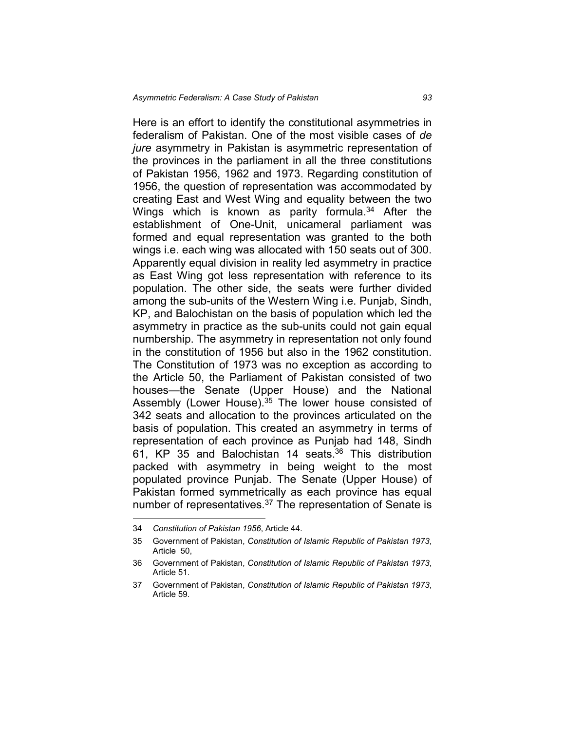Here is an effort to identify the constitutional asymmetries in federalism of Pakistan. One of the most visible cases of *de jure* asymmetry in Pakistan is asymmetric representation of the provinces in the parliament in all the three constitutions of Pakistan 1956, 1962 and 1973. Regarding constitution of 1956, the question of representation was accommodated by creating East and West Wing and equality between the two Wings which is known as parity formula.[34] After the establishment of One-Unit, unicameral parliament was formed and equal representation was granted to the both wings i.e. each wing was allocated with 150 seats out of 300. Apparently equal division in reality led asymmetry in practice as East Wing got less representation with reference to its population. The other side, the seats were further divided among the sub-units of the Western Wing i.e. Punjab, Sindh, KP, and Balochistan on the basis of population which led the asymmetry in practice as the sub-units could not gain equal numbership. The asymmetry in representation not only found in the constitution of 1956 but also in the 1962 constitution. The Constitution of 1973 was no exception as according to the Article 50, the Parliament of Pakistan consisted of two houses—the Senate (Upper House) and the National Assembly (Lower House).[35] The lower house consisted of 342 seats and allocation to the provinces articulated on the basis of population. This created an asymmetry in terms of representation of each province as Punjab had 148, Sindh 61, KP 35 and Balochistan 14 seats.[36] This distribution packed with asymmetry in being weight to the most populated province Punjab. The Senate (Upper House) of Pakistan formed symmetrically as each province has equal number of representatives.[37] The representation of Senate is

---

34 *Constitution of Pakistan 1956*, Article 44.

35 Government of Pakistan, *Constitution of Islamic Republic of Pakistan 1973*, Article 50,

36 Government of Pakistan, *Constitution of Islamic Republic of Pakistan 1973*, Article 51.

37 Government of Pakistan, *Constitution of Islamic Republic of Pakistan 1973*, Article 59.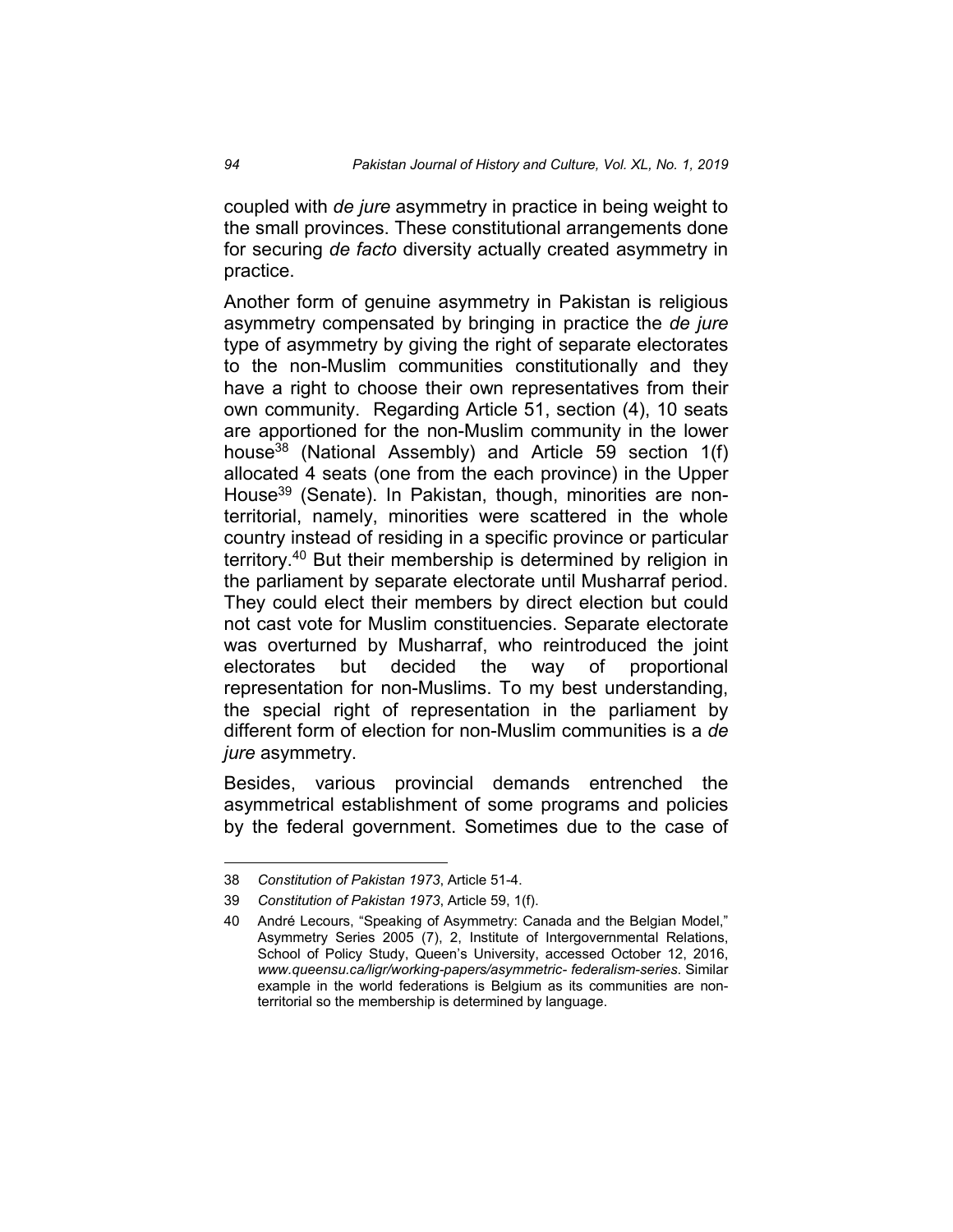coupled with *de jure* asymmetry in practice in being weight to the small provinces. These constitutional arrangements done for securing *de facto* diversity actually created asymmetry in practice.

Another form of genuine asymmetry in Pakistan is religious asymmetry compensated by bringing in practice the *de jure* type of asymmetry by giving the right of separate electorates to the non-Muslim communities constitutionally and they have a right to choose their own representatives from their own community. Regarding Article 51, section (4), 10 seats are apportioned for the non-Muslim community in the lower house[38] (National Assembly) and Article 59 section 1(f) allocated 4 seats (one from the each province) in the Upper House[39] (Senate). In Pakistan, though, minorities are non-territorial, namely, minorities were scattered in the whole country instead of residing in a specific province or particular territory.[40] But their membership is determined by religion in the parliament by separate electorate until Musharraf period. They could elect their members by direct election but could not cast vote for Muslim constituencies. Separate electorate was overturned by Musharraf, who reintroduced the joint electorates but decided the way of proportional representation for non-Muslims. To my best understanding, the special right of representation in the parliament by different form of election for non-Muslim communities is a *de jure* asymmetry.

Besides, various provincial demands entrenched the asymmetrical establishment of some programs and policies by the federal government. Sometimes due to the case of

---

38 *Constitution of Pakistan 1973*, Article 51-4.

39 *Constitution of Pakistan 1973*, Article 59, 1(f).

40 André Lecours, "Speaking of Asymmetry: Canada and the Belgian Model," Asymmetry Series 2005 (7), 2, Institute of Intergovernmental Relations, School of Policy Study, Queen's University, accessed October 12, 2016, *www.queensu.ca/iigr/working-papers/asymmetric- federalism-series*. Similar example in the world federations is Belgium as its communities are non-territorial so the membership is determined by language.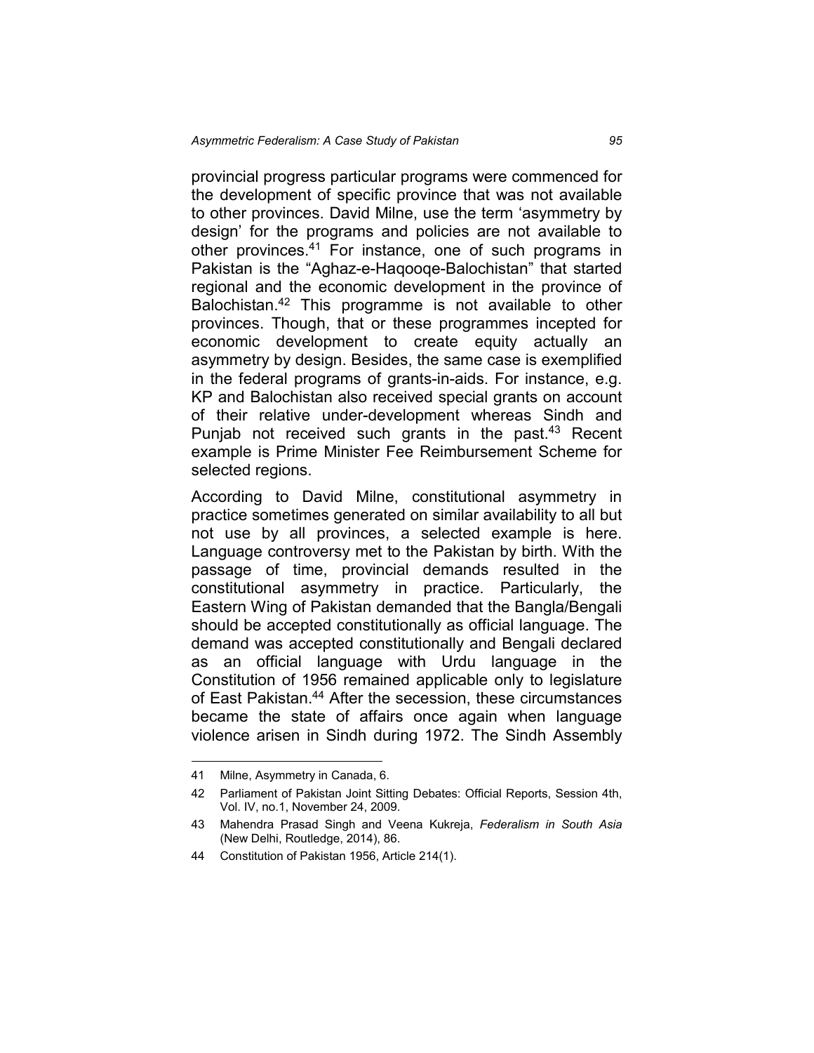provincial progress particular programs were commenced for the development of specific province that was not available to other provinces. David Milne, use the term 'asymmetry by design' for the programs and policies are not available to other provinces.[41] For instance, one of such programs in Pakistan is the "Aghaz-e-Haqooqe-Balochistan" that started regional and the economic development in the province of Balochistan.[42] This programme is not available to other provinces. Though, that or these programmes incepted for economic development to create equity actually an asymmetry by design. Besides, the same case is exemplified in the federal programs of grants-in-aids. For instance, e.g. KP and Balochistan also received special grants on account of their relative under-development whereas Sindh and Punjab not received such grants in the past.[43] Recent example is Prime Minister Fee Reimbursement Scheme for selected regions.

According to David Milne, constitutional asymmetry in practice sometimes generated on similar availability to all but not use by all provinces, a selected example is here. Language controversy met to the Pakistan by birth. With the passage of time, provincial demands resulted in the constitutional asymmetry in practice. Particularly, the Eastern Wing of Pakistan demanded that the Bangla/Bengali should be accepted constitutionally as official language. The demand was accepted constitutionally and Bengali declared as an official language with Urdu language in the Constitution of 1956 remained applicable only to legislature of East Pakistan.[44] After the secession, these circumstances became the state of affairs once again when language violence arisen in Sindh during 1972. The Sindh Assembly

---

41 Milne, Asymmetry in Canada, 6.

42 Parliament of Pakistan Joint Sitting Debates: Official Reports, Session 4th, Vol. IV, no.1, November 24, 2009.

43 Mahendra Prasad Singh and Veena Kukreja, *Federalism in South Asia* (New Delhi, Routledge, 2014), 86.

44 Constitution of Pakistan 1956, Article 214(1).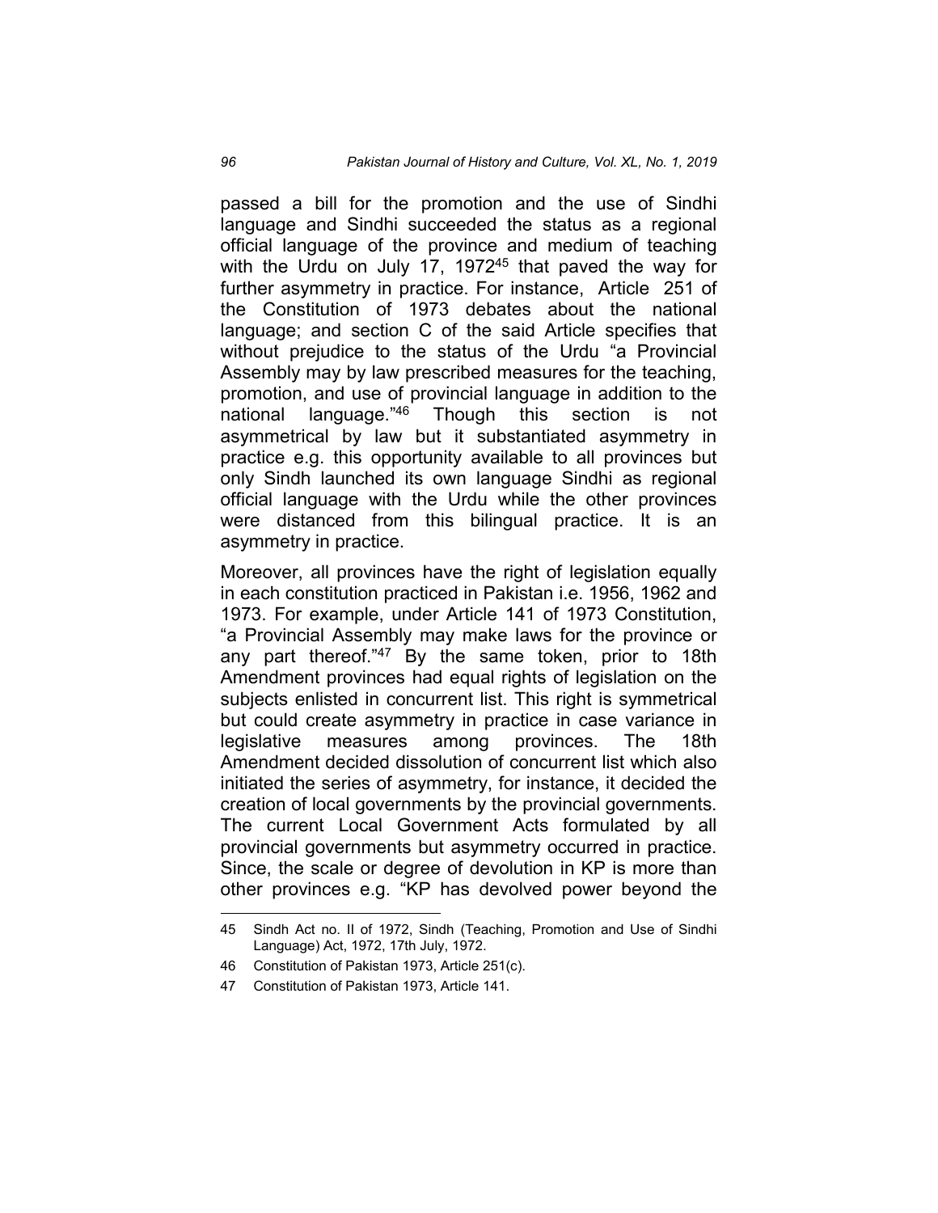passed a bill for the promotion and the use of Sindhi language and Sindhi succeeded the status as a regional official language of the province and medium of teaching with the Urdu on July 17, 1972[45] that paved the way for further asymmetry in practice. For instance, Article 251 of the Constitution of 1973 debates about the national language; and section C of the said Article specifies that without prejudice to the status of the Urdu "a Provincial Assembly may by law prescribed measures for the teaching, promotion, and use of provincial language in addition to the national language."[46] Though this section is not asymmetrical by law but it substantiated asymmetry in practice e.g. this opportunity available to all provinces but only Sindh launched its own language Sindhi as regional official language with the Urdu while the other provinces were distanced from this bilingual practice. It is an asymmetry in practice.

Moreover, all provinces have the right of legislation equally in each constitution practiced in Pakistan i.e. 1956, 1962 and 1973. For example, under Article 141 of 1973 Constitution, "a Provincial Assembly may make laws for the province or any part thereof."[47] By the same token, prior to 18th Amendment provinces had equal rights of legislation on the subjects enlisted in concurrent list. This right is symmetrical but could create asymmetry in practice in case variance in legislative measures among provinces. The 18th Amendment decided dissolution of concurrent list which also initiated the series of asymmetry, for instance, it decided the creation of local governments by the provincial governments. The current Local Government Acts formulated by all provincial governments but asymmetry occurred in practice. Since, the scale or degree of devolution in KP is more than other provinces e.g. "KP has devolved power beyond the

---

45 Sindh Act no. II of 1972, Sindh (Teaching, Promotion and Use of Sindhi Language) Act, 1972, 17th July, 1972.

46 Constitution of Pakistan 1973, Article 251(c).

47 Constitution of Pakistan 1973, Article 141.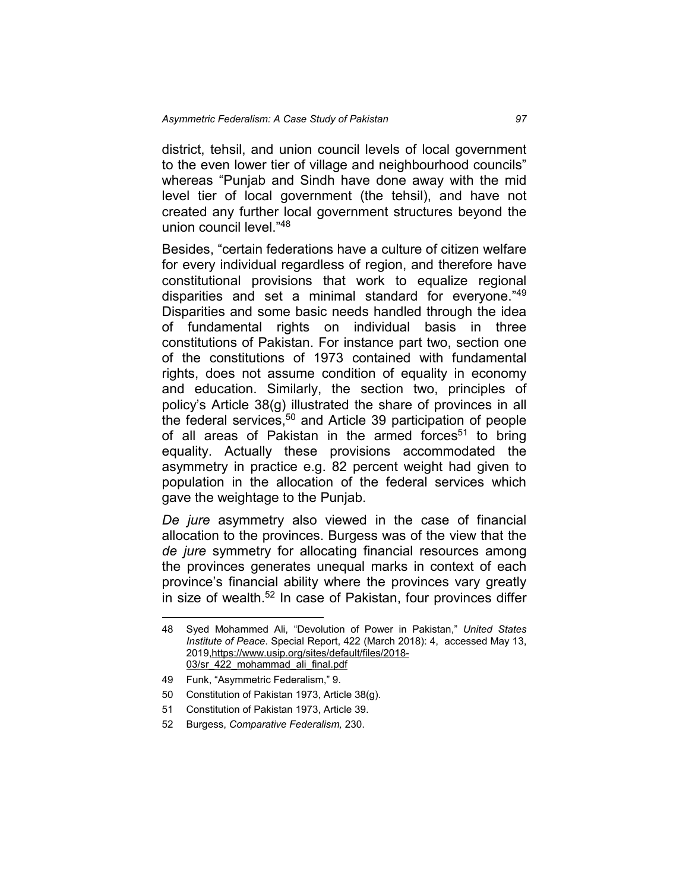district, tehsil, and union council levels of local government to the even lower tier of village and neighbourhood councils" whereas "Punjab and Sindh have done away with the mid level tier of local government (the tehsil), and have not created any further local government structures beyond the union council level."[48]

Besides, "certain federations have a culture of citizen welfare for every individual regardless of region, and therefore have constitutional provisions that work to equalize regional disparities and set a minimal standard for everyone."[49] Disparities and some basic needs handled through the idea of fundamental rights on individual basis in three constitutions of Pakistan. For instance part two, section one of the constitutions of 1973 contained with fundamental rights, does not assume condition of equality in economy and education. Similarly, the section two, principles of policy's Article 38(g) illustrated the share of provinces in all the federal services,[50] and Article 39 participation of people of all areas of Pakistan in the armed forces[51] to bring equality. Actually these provisions accommodated the asymmetry in practice e.g. 82 percent weight had given to population in the allocation of the federal services which gave the weightage to the Punjab.

*De jure* asymmetry also viewed in the case of financial allocation to the provinces. Burgess was of the view that the *de jure* symmetry for allocating financial resources among the provinces generates unequal marks in context of each province's financial ability where the provinces vary greatly in size of wealth.[52] In case of Pakistan, four provinces differ

---

48 Syed Mohammed Ali, "Devolution of Power in Pakistan," *United States Institute of Peace*. Special Report, 422 (March 2018): 4, accessed May 13, 2019,https://www.usip.org/sites/default/files/2018-03/sr_422_mohammad_ali_final.pdf

49 Funk, "Asymmetric Federalism," 9.

50 Constitution of Pakistan 1973, Article 38(g).

51 Constitution of Pakistan 1973, Article 39.

52 Burgess, *Comparative Federalism,* 230.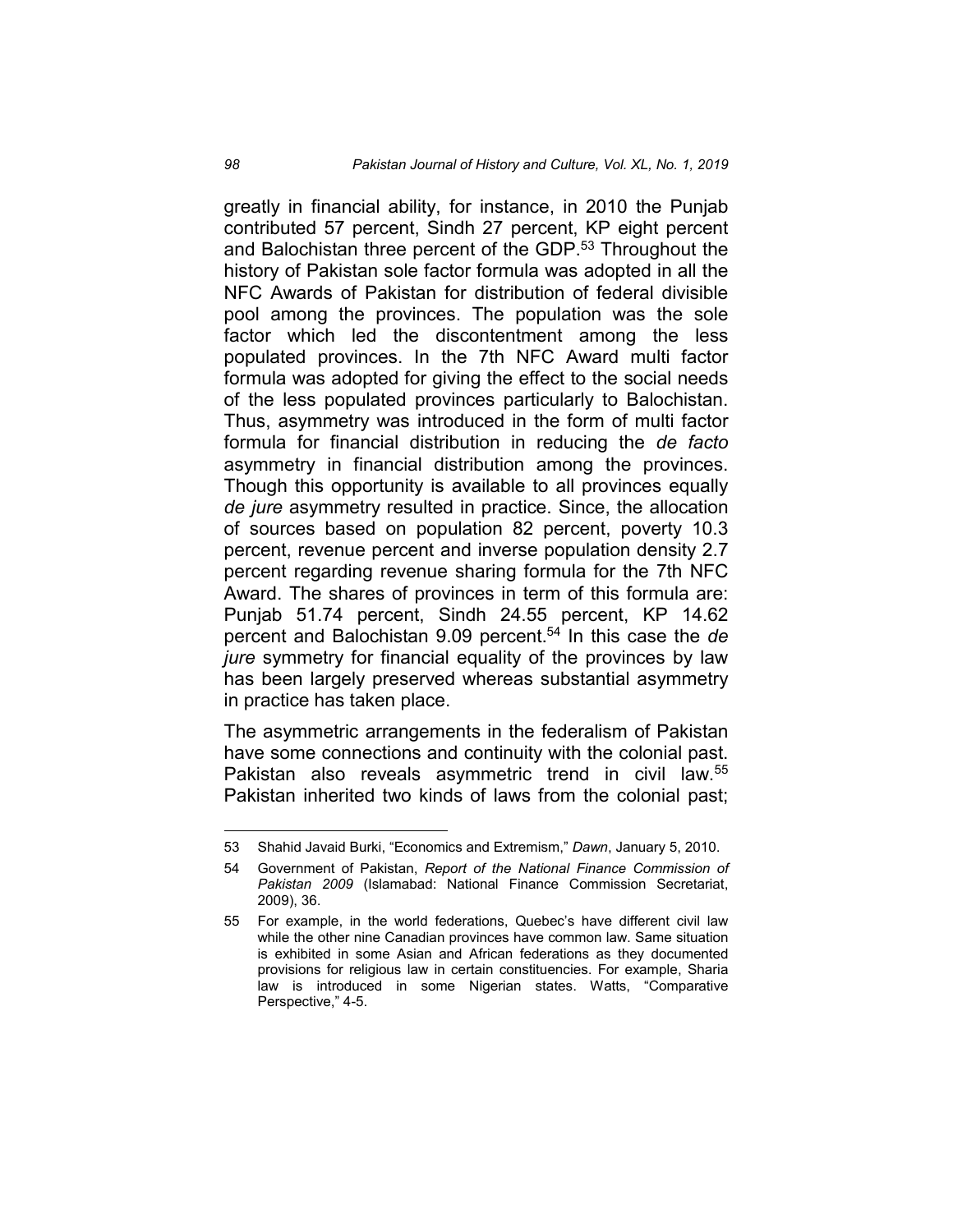greatly in financial ability, for instance, in 2010 the Punjab contributed 57 percent, Sindh 27 percent, KP eight percent and Balochistan three percent of the GDP.[53] Throughout the history of Pakistan sole factor formula was adopted in all the NFC Awards of Pakistan for distribution of federal divisible pool among the provinces. The population was the sole factor which led the discontentment among the less populated provinces. In the 7th NFC Award multi factor formula was adopted for giving the effect to the social needs of the less populated provinces particularly to Balochistan. Thus, asymmetry was introduced in the form of multi factor formula for financial distribution in reducing the *de facto* asymmetry in financial distribution among the provinces. Though this opportunity is available to all provinces equally *de jure* asymmetry resulted in practice. Since, the allocation of sources based on population 82 percent, poverty 10.3 percent, revenue percent and inverse population density 2.7 percent regarding revenue sharing formula for the 7th NFC Award. The shares of provinces in term of this formula are: Punjab 51.74 percent, Sindh 24.55 percent, KP 14.62 percent and Balochistan 9.09 percent.[54] In this case the *de jure* symmetry for financial equality of the provinces by law has been largely preserved whereas substantial asymmetry in practice has taken place.

The asymmetric arrangements in the federalism of Pakistan have some connections and continuity with the colonial past. Pakistan also reveals asymmetric trend in civil law.[55] Pakistan inherited two kinds of laws from the colonial past;

---

53 Shahid Javaid Burki, "Economics and Extremism," *Dawn*, January 5, 2010.

54 Government of Pakistan, *Report of the National Finance Commission of Pakistan 2009* (Islamabad: National Finance Commission Secretariat, 2009), 36.

55 For example, in the world federations, Quebec's have different civil law while the other nine Canadian provinces have common law. Same situation is exhibited in some Asian and African federations as they documented provisions for religious law in certain constituencies. For example, Sharia law is introduced in some Nigerian states. Watts, "Comparative Perspective," 4-5.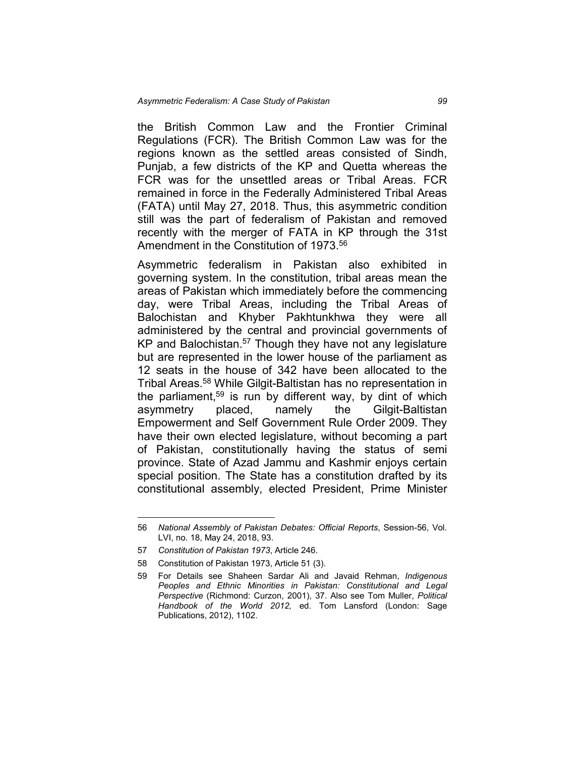the British Common Law and the Frontier Criminal Regulations (FCR). The British Common Law was for the regions known as the settled areas consisted of Sindh, Punjab, a few districts of the KP and Quetta whereas the FCR was for the unsettled areas or Tribal Areas. FCR remained in force in the Federally Administered Tribal Areas (FATA) until May 27, 2018. Thus, this asymmetric condition still was the part of federalism of Pakistan and removed recently with the merger of FATA in KP through the 31st Amendment in the Constitution of 1973.[56]

Asymmetric federalism in Pakistan also exhibited in governing system. In the constitution, tribal areas mean the areas of Pakistan which immediately before the commencing day, were Tribal Areas, including the Tribal Areas of Balochistan and Khyber Pakhtunkhwa they were all administered by the central and provincial governments of KP and Balochistan.[57] Though they have not any legislature but are represented in the lower house of the parliament as 12 seats in the house of 342 have been allocated to the Tribal Areas.[58] While Gilgit-Baltistan has no representation in the parliament,[59] is run by different way, by dint of which asymmetry placed, namely the Gilgit-Baltistan Empowerment and Self Government Rule Order 2009. They have their own elected legislature, without becoming a part of Pakistan, constitutionally having the status of semi province. State of Azad Jammu and Kashmir enjoys certain special position. The State has a constitution drafted by its constitutional assembly, elected President, Prime Minister

---

56 *National Assembly of Pakistan Debates: Official Reports*, Session-56, Vol. LVI, no. 18, May 24, 2018, 93.

57 *Constitution of Pakistan 1973*, Article 246.

58 Constitution of Pakistan 1973, Article 51 (3).

59 For Details see Shaheen Sardar Ali and Javaid Rehman, *Indigenous Peoples and Ethnic Minorities in Pakistan: Constitutional and Legal Perspective* (Richmond: Curzon, 2001), 37. Also see Tom Muller, *Political Handbook of the World 2012,* ed. Tom Lansford (London: Sage Publications, 2012), 1102.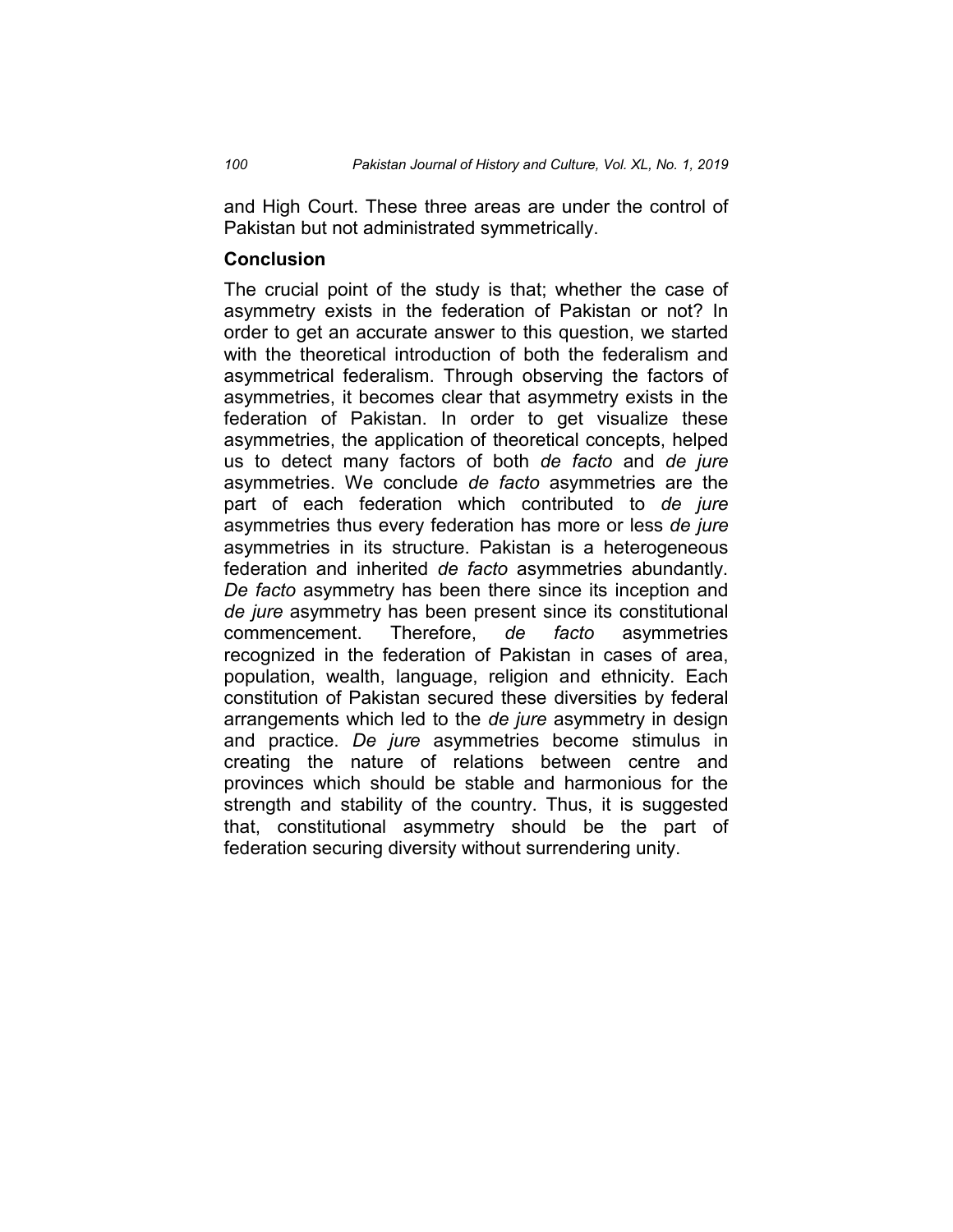and High Court. These three areas are under the control of Pakistan but not administrated symmetrically.

## Conclusion

The crucial point of the study is that; whether the case of asymmetry exists in the federation of Pakistan or not? In order to get an accurate answer to this question, we started with the theoretical introduction of both the federalism and asymmetrical federalism. Through observing the factors of asymmetries, it becomes clear that asymmetry exists in the federation of Pakistan. In order to get visualize these asymmetries, the application of theoretical concepts, helped us to detect many factors of both *de facto* and *de jure* asymmetries. We conclude *de facto* asymmetries are the part of each federation which contributed to *de jure* asymmetries thus every federation has more or less *de jure* asymmetries in its structure. Pakistan is a heterogeneous federation and inherited *de facto* asymmetries abundantly. *De facto* asymmetry has been there since its inception and *de jure* asymmetry has been present since its constitutional commencement. Therefore, *de facto* asymmetries recognized in the federation of Pakistan in cases of area, population, wealth, language, religion and ethnicity. Each constitution of Pakistan secured these diversities by federal arrangements which led to the *de jure* asymmetry in design and practice. *De jure* asymmetries become stimulus in creating the nature of relations between centre and provinces which should be stable and harmonious for the strength and stability of the country. Thus, it is suggested that, constitutional asymmetry should be the part of federation securing diversity without surrendering unity.